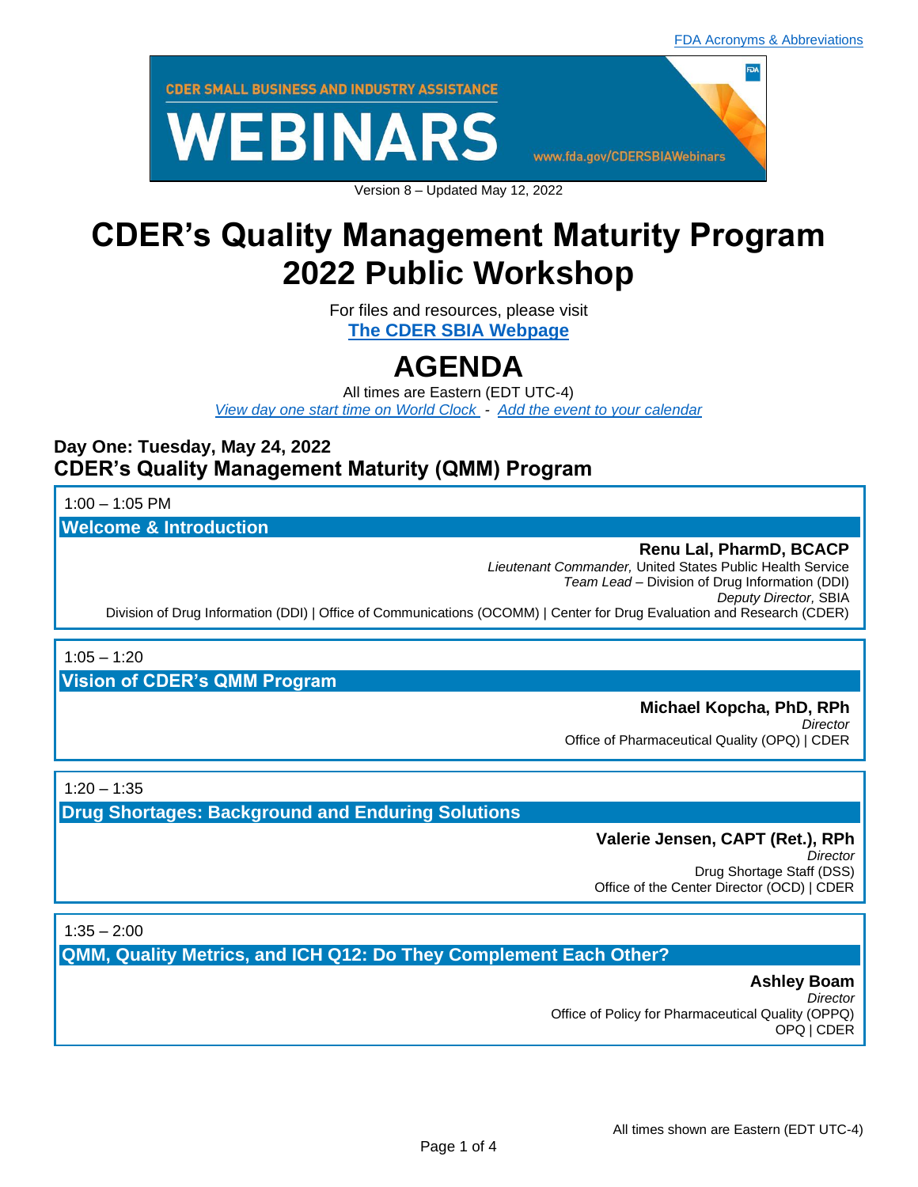[FDA Acronyms & Abbreviations](#)

CDER SMALL BUSINESS AND INDUSTRY ASSISTANCE

WEBINARS

www.fda.gov/CDERSBIAWebinars

Version 8 – Updated May 12, 2022

# CDER's Quality Management Maturity Program 2022 Public Workshop

For files and resources, please visit
**[The CDER SBIA Webpage](#)**

# AGENDA

All times are Eastern (EDT UTC-4)
*[View day one start time on World Clock](#)* - *[Add the event to your calendar](#)*

## Day One: Tuesday, May 24, 2022
## CDER's Quality Management Maturity (QMM) Program

1:00 – 1:05 PM

### Welcome & Introduction

**Renu Lal, PharmD, BCACP**
*Lieutenant Commander,* United States Public Health Service
*Team Lead* – Division of Drug Information (DDI)
*Deputy Director,* SBIA
Division of Drug Information (DDI) | Office of Communications (OCOMM) | Center for Drug Evaluation and Research (CDER)

1:05 – 1:20

### Vision of CDER's QMM Program

**Michael Kopcha, PhD, RPh**
*Director*
Office of Pharmaceutical Quality (OPQ) | CDER

1:20 – 1:35

### Drug Shortages: Background and Enduring Solutions

**Valerie Jensen, CAPT (Ret.), RPh**
*Director*
Drug Shortage Staff (DSS)
Office of the Center Director (OCD) | CDER

1:35 – 2:00

### QMM, Quality Metrics, and ICH Q12: Do They Complement Each Other?

**Ashley Boam**
*Director*
Office of Policy for Pharmaceutical Quality (OPPQ)
OPQ | CDER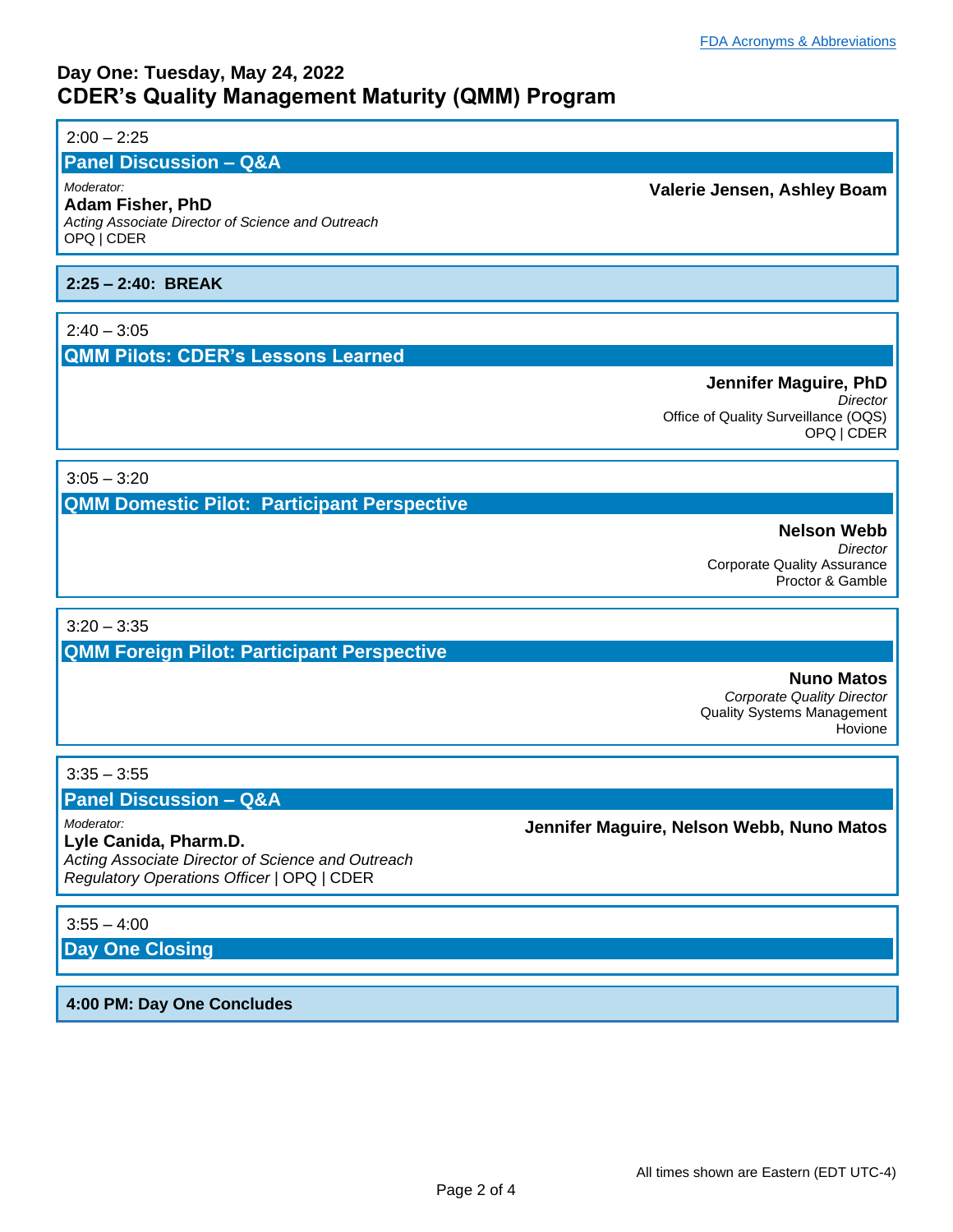FDA Acronyms & Abbreviations

## Day One: Tuesday, May 24, 2022
## CDER's Quality Management Maturity (QMM) Program

2:00 – 2:25

### Panel Discussion – Q&A

*Moderator:*
**Adam Fisher, PhD**
*Acting Associate Director of Science and Outreach*
OPQ | CDER

**Valerie Jensen, Ashley Boam**

**2:25 – 2:40: BREAK**

2:40 – 3:05

### QMM Pilots: CDER's Lessons Learned

**Jennifer Maguire, PhD**
*Director*
Office of Quality Surveillance (OQS)
OPQ | CDER

3:05 – 3:20

### QMM Domestic Pilot: Participant Perspective

**Nelson Webb**
*Director*
Corporate Quality Assurance
Proctor & Gamble

3:20 – 3:35

### QMM Foreign Pilot: Participant Perspective

**Nuno Matos**
*Corporate Quality Director*
Quality Systems Management
Hovione

3:35 – 3:55

### Panel Discussion – Q&A

*Moderator:*
**Lyle Canida, Pharm.D.**
*Acting Associate Director of Science and Outreach*
*Regulatory Operations Officer* | OPQ | CDER

**Jennifer Maguire, Nelson Webb, Nuno Matos**

3:55 – 4:00

### Day One Closing

**4:00 PM: Day One Concludes**

All times shown are Eastern (EDT UTC-4)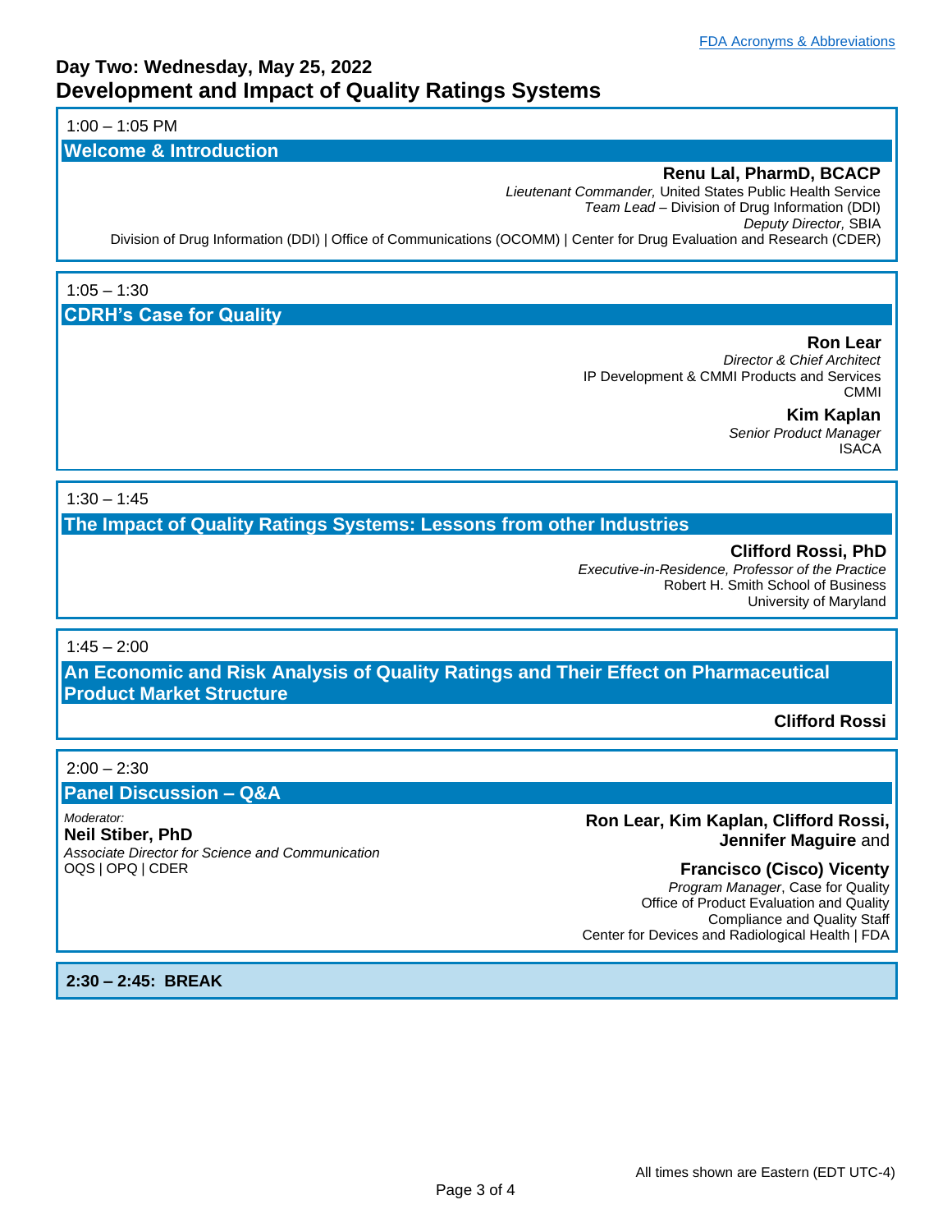FDA Acronyms & Abbreviations

# Day Two: Wednesday, May 25, 2022

## Development and Impact of Quality Ratings Systems

1:00 – 1:05 PM

### Welcome & Introduction

**Renu Lal, PharmD, BCACP**
*Lieutenant Commander,* United States Public Health Service
*Team Lead* – Division of Drug Information (DDI)
*Deputy Director,* SBIA
Division of Drug Information (DDI) | Office of Communications (OCOMM) | Center for Drug Evaluation and Research (CDER)

1:05 – 1:30

### CDRH's Case for Quality

**Ron Lear**
*Director & Chief Architect*
IP Development & CMMI Products and Services
CMMI

**Kim Kaplan**
*Senior Product Manager*
ISACA

1:30 – 1:45

### The Impact of Quality Ratings Systems: Lessons from other Industries

**Clifford Rossi, PhD**
*Executive-in-Residence, Professor of the Practice*
Robert H. Smith School of Business
University of Maryland

1:45 – 2:00

### An Economic and Risk Analysis of Quality Ratings and Their Effect on Pharmaceutical Product Market Structure

**Clifford Rossi**

2:00 – 2:30

### Panel Discussion – Q&A

*Moderator:*
**Neil Stiber, PhD**
*Associate Director for Science and Communication*
OQS | OPQ | CDER

**Ron Lear, Kim Kaplan, Clifford Rossi, Jennifer Maguire** and

**Francisco (Cisco) Vicenty**
*Program Manager*, Case for Quality
Office of Product Evaluation and Quality
Compliance and Quality Staff
Center for Devices and Radiological Health | FDA

**2:30 – 2:45: BREAK**

All times shown are Eastern (EDT UTC-4)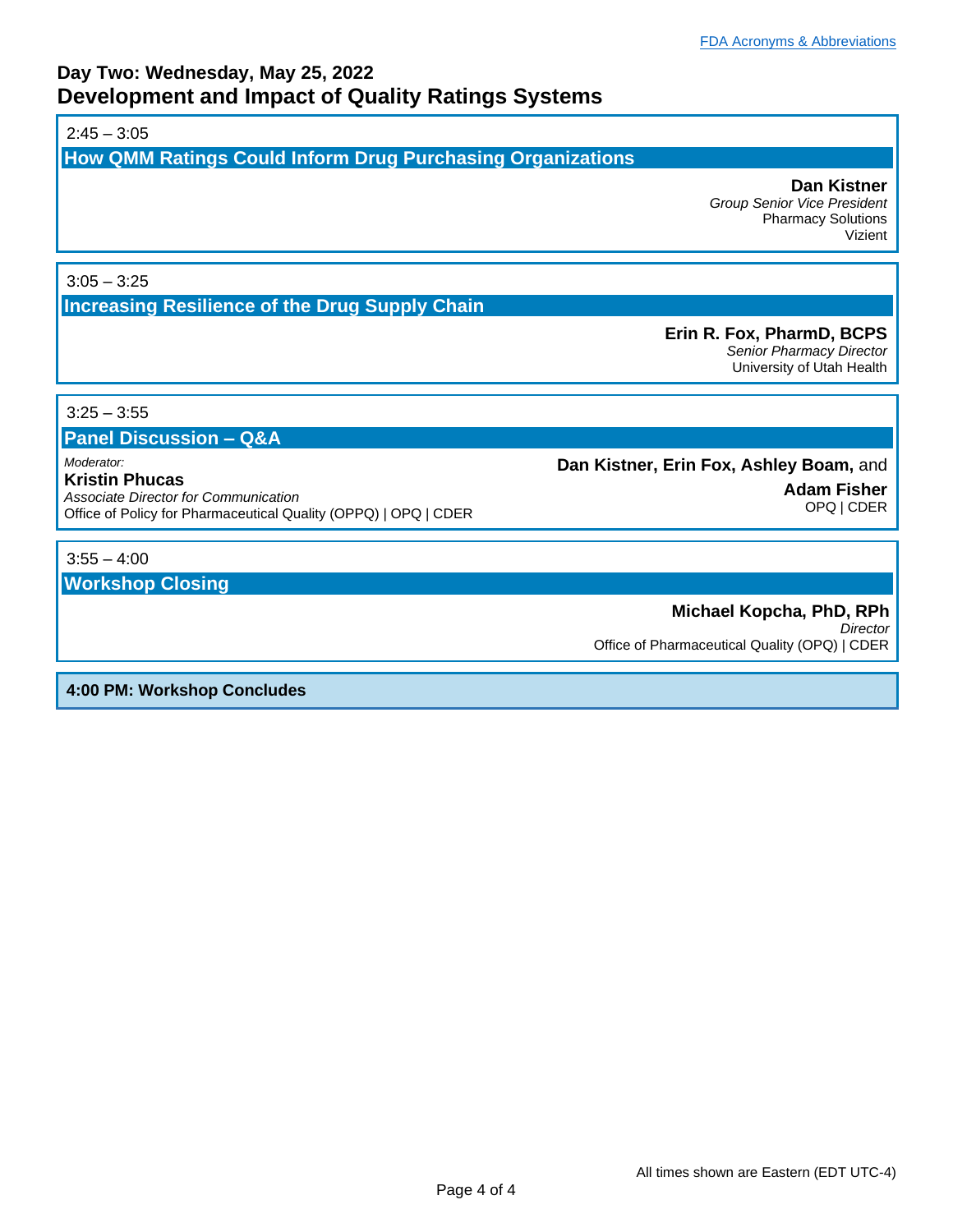[FDA Acronyms & Abbreviations]

## Day Two: Wednesday, May 25, 2022
## Development and Impact of Quality Ratings Systems

2:45 – 3:05

### How QMM Ratings Could Inform Drug Purchasing Organizations

**Dan Kistner**
*Group Senior Vice President*
Pharmacy Solutions
Vizient

3:05 – 3:25

### Increasing Resilience of the Drug Supply Chain

**Erin R. Fox, PharmD, BCPS**
*Senior Pharmacy Director*
University of Utah Health

3:25 – 3:55

### Panel Discussion – Q&A

*Moderator:*
**Kristin Phucas**
*Associate Director for Communication*
Office of Policy for Pharmaceutical Quality (OPPQ) | OPQ | CDER

**Dan Kistner, Erin Fox, Ashley Boam,** and **Adam Fisher**
OPQ | CDER

3:55 – 4:00

### Workshop Closing

**Michael Kopcha, PhD, RPh**
*Director*
Office of Pharmaceutical Quality (OPQ) | CDER

**4:00 PM: Workshop Concludes**

All times shown are Eastern (EDT UTC-4)